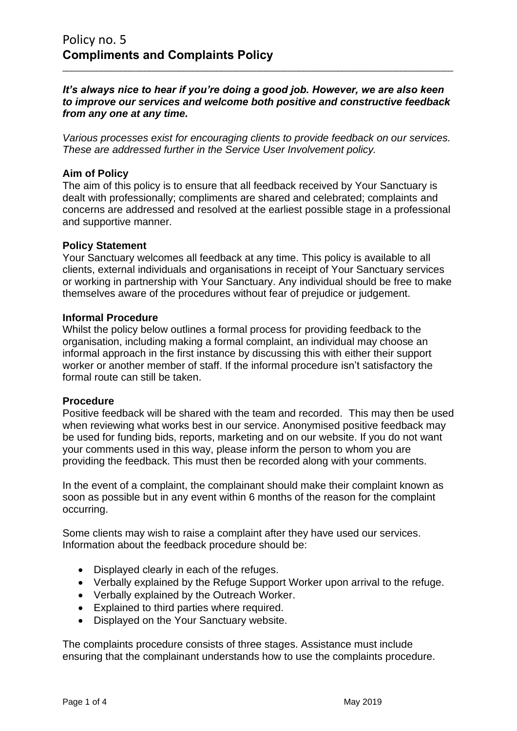# Policy no. 5
## Compliments and Complaints Policy

***It's always nice to hear if you're doing a good job. However, we are also keen to improve our services and welcome both positive and constructive feedback from any one at any time.***

*Various processes exist for encouraging clients to provide feedback on our services. These are addressed further in the Service User Involvement policy.*

**Aim of Policy**

The aim of this policy is to ensure that all feedback received by Your Sanctuary is dealt with professionally; compliments are shared and celebrated; complaints and concerns are addressed and resolved at the earliest possible stage in a professional and supportive manner.

**Policy Statement**

Your Sanctuary welcomes all feedback at any time. This policy is available to all clients, external individuals and organisations in receipt of Your Sanctuary services or working in partnership with Your Sanctuary. Any individual should be free to make themselves aware of the procedures without fear of prejudice or judgement.

**Informal Procedure**

Whilst the policy below outlines a formal process for providing feedback to the organisation, including making a formal complaint, an individual may choose an informal approach in the first instance by discussing this with either their support worker or another member of staff. If the informal procedure isn't satisfactory the formal route can still be taken.

**Procedure**

Positive feedback will be shared with the team and recorded. This may then be used when reviewing what works best in our service. Anonymised positive feedback may be used for funding bids, reports, marketing and on our website. If you do not want your comments used in this way, please inform the person to whom you are providing the feedback. This must then be recorded along with your comments.

In the event of a complaint, the complainant should make their complaint known as soon as possible but in any event within 6 months of the reason for the complaint occurring.

Some clients may wish to raise a complaint after they have used our services. Information about the feedback procedure should be:

- Displayed clearly in each of the refuges.
- Verbally explained by the Refuge Support Worker upon arrival to the refuge.
- Verbally explained by the Outreach Worker.
- Explained to third parties where required.
- Displayed on the Your Sanctuary website.

The complaints procedure consists of three stages. Assistance must include ensuring that the complainant understands how to use the complaints procedure.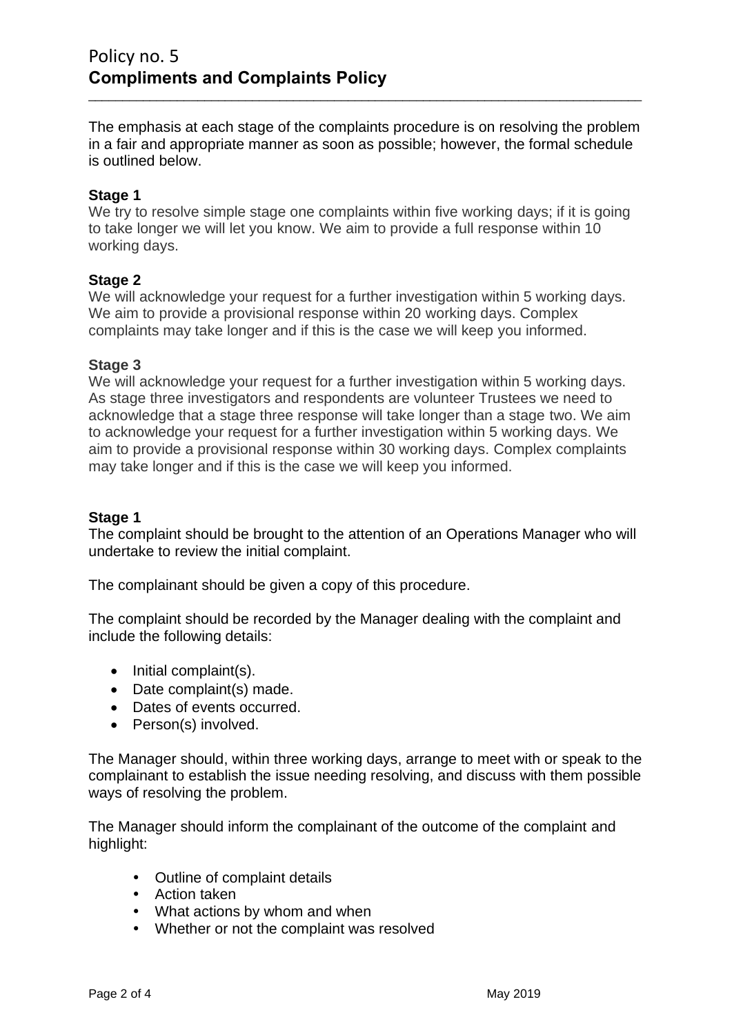The emphasis at each stage of the complaints procedure is on resolving the problem in a fair and appropriate manner as soon as possible; however, the formal schedule is outlined below.

**Stage 1**

We try to resolve simple stage one complaints within five working days; if it is going to take longer we will let you know. We aim to provide a full response within 10 working days.

**Stage 2**

We will acknowledge your request for a further investigation within 5 working days. We aim to provide a provisional response within 20 working days. Complex complaints may take longer and if this is the case we will keep you informed.

**Stage 3**

We will acknowledge your request for a further investigation within 5 working days. As stage three investigators and respondents are volunteer Trustees we need to acknowledge that a stage three response will take longer than a stage two. We aim to acknowledge your request for a further investigation within 5 working days. We aim to provide a provisional response within 30 working days. Complex complaints may take longer and if this is the case we will keep you informed.

**Stage 1**

The complaint should be brought to the attention of an Operations Manager who will undertake to review the initial complaint.

The complainant should be given a copy of this procedure.

The complaint should be recorded by the Manager dealing with the complaint and include the following details:

- Initial complaint(s).
- Date complaint(s) made.
- Dates of events occurred.
- Person(s) involved.

The Manager should, within three working days, arrange to meet with or speak to the complainant to establish the issue needing resolving, and discuss with them possible ways of resolving the problem.

The Manager should inform the complainant of the outcome of the complaint and highlight:

- Outline of complaint details
- Action taken
- What actions by whom and when
- Whether or not the complaint was resolved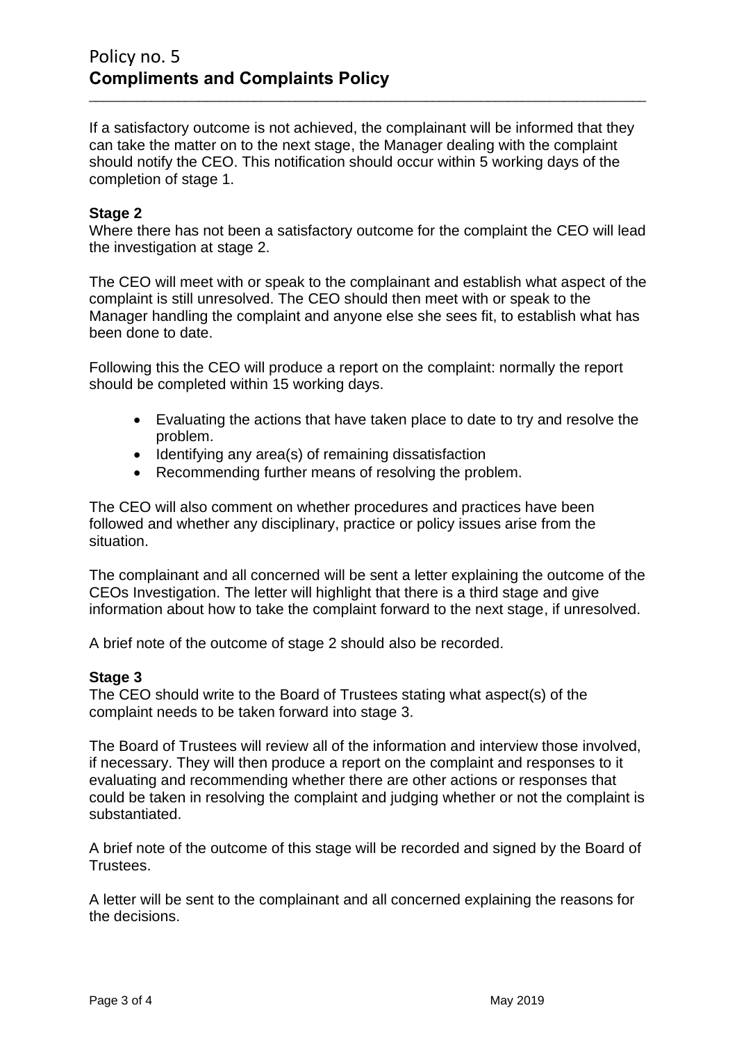If a satisfactory outcome is not achieved, the complainant will be informed that they can take the matter on to the next stage, the Manager dealing with the complaint should notify the CEO. This notification should occur within 5 working days of the completion of stage 1.

**Stage 2**

Where there has not been a satisfactory outcome for the complaint the CEO will lead the investigation at stage 2.

The CEO will meet with or speak to the complainant and establish what aspect of the complaint is still unresolved. The CEO should then meet with or speak to the Manager handling the complaint and anyone else she sees fit, to establish what has been done to date.

Following this the CEO will produce a report on the complaint: normally the report should be completed within 15 working days.

- Evaluating the actions that have taken place to date to try and resolve the problem.
- Identifying any area(s) of remaining dissatisfaction
- Recommending further means of resolving the problem.

The CEO will also comment on whether procedures and practices have been followed and whether any disciplinary, practice or policy issues arise from the situation.

The complainant and all concerned will be sent a letter explaining the outcome of the CEOs Investigation. The letter will highlight that there is a third stage and give information about how to take the complaint forward to the next stage, if unresolved.

A brief note of the outcome of stage 2 should also be recorded.

**Stage 3**

The CEO should write to the Board of Trustees stating what aspect(s) of the complaint needs to be taken forward into stage 3.

The Board of Trustees will review all of the information and interview those involved, if necessary. They will then produce a report on the complaint and responses to it evaluating and recommending whether there are other actions or responses that could be taken in resolving the complaint and judging whether or not the complaint is substantiated.

A brief note of the outcome of this stage will be recorded and signed by the Board of Trustees.

A letter will be sent to the complainant and all concerned explaining the reasons for the decisions.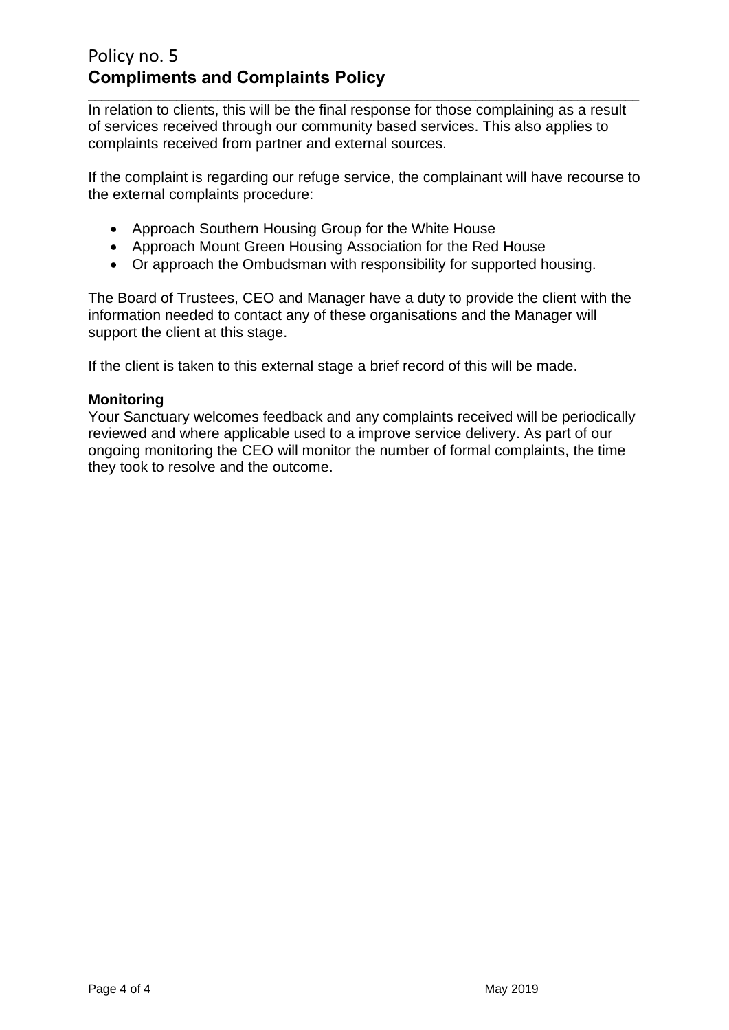In relation to clients, this will be the final response for those complaining as a result of services received through our community based services. This also applies to complaints received from partner and external sources.

If the complaint is regarding our refuge service, the complainant will have recourse to the external complaints procedure:

- Approach Southern Housing Group for the White House
- Approach Mount Green Housing Association for the Red House
- Or approach the Ombudsman with responsibility for supported housing.

The Board of Trustees, CEO and Manager have a duty to provide the client with the information needed to contact any of these organisations and the Manager will support the client at this stage.

If the client is taken to this external stage a brief record of this will be made.

**Monitoring**

Your Sanctuary welcomes feedback and any complaints received will be periodically reviewed and where applicable used to a improve service delivery. As part of our ongoing monitoring the CEO will monitor the number of formal complaints, the time they took to resolve and the outcome.